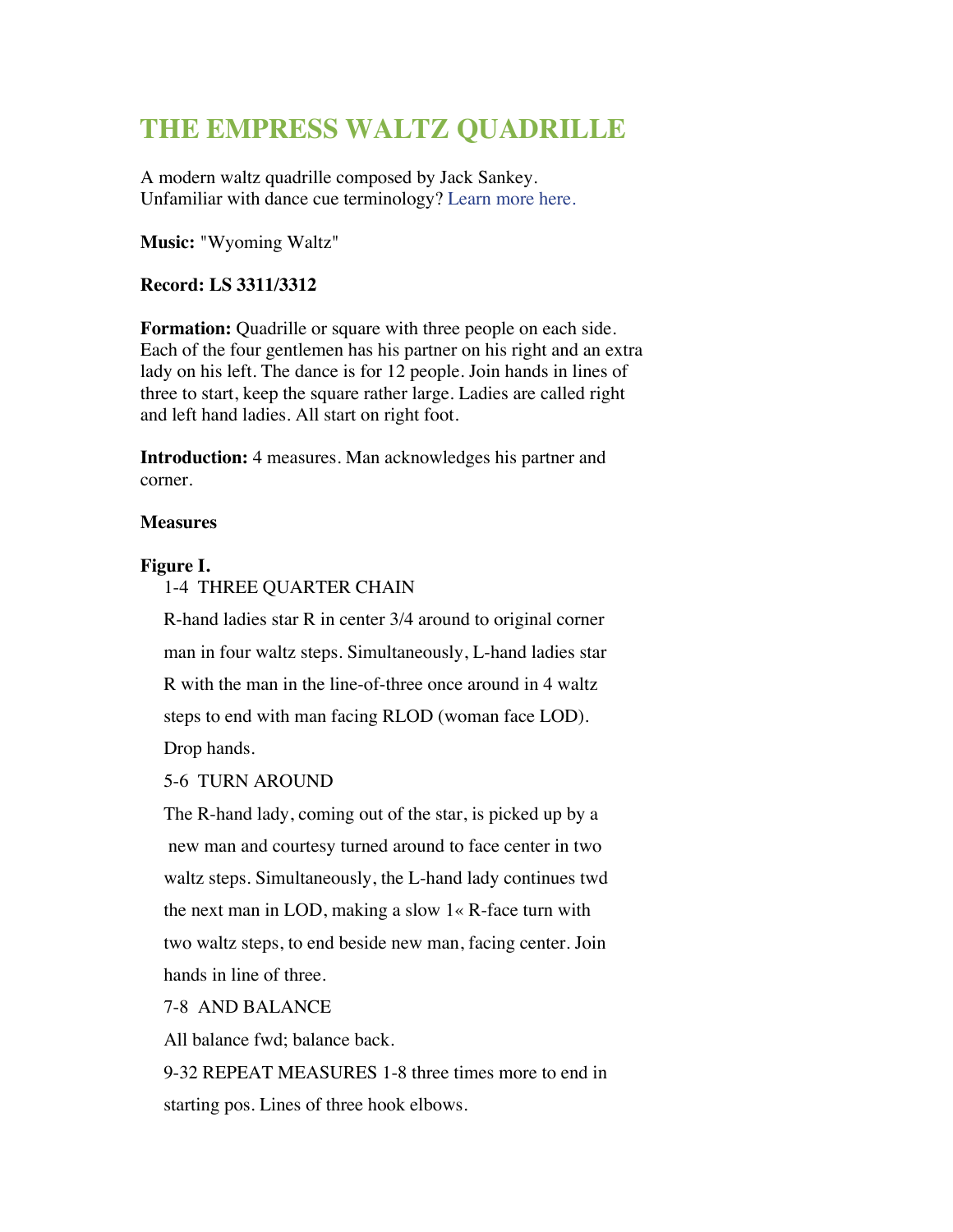# THE EMPRESS WALTZ QUADRILLE

A modern waltz quadrille composed by Jack Sankey.
Unfamiliar with dance cue terminology? Learn more here.

**Music:** "Wyoming Waltz"

**Record: LS 3311/3312**

**Formation:** Quadrille or square with three people on each side. Each of the four gentlemen has his partner on his right and an extra lady on his left. The dance is for 12 people. Join hands in lines of three to start, keep the square rather large. Ladies are called right and left hand ladies. All start on right foot.

**Introduction:** 4 measures. Man acknowledges his partner and corner.

**Measures**

**Figure I.**

1-4 THREE QUARTER CHAIN

R-hand ladies star R in center 3/4 around to original corner man in four waltz steps. Simultaneously, L-hand ladies star R with the man in the line-of-three once around in 4 waltz steps to end with man facing RLOD (woman face LOD). Drop hands.

5-6 TURN AROUND

The R-hand lady, coming out of the star, is picked up by a new man and courtesy turned around to face center in two waltz steps. Simultaneously, the L-hand lady continues twd the next man in LOD, making a slow 1« R-face turn with two waltz steps, to end beside new man, facing center. Join hands in line of three.

7-8 AND BALANCE

All balance fwd; balance back.

9-32 REPEAT MEASURES 1-8 three times more to end in starting pos. Lines of three hook elbows.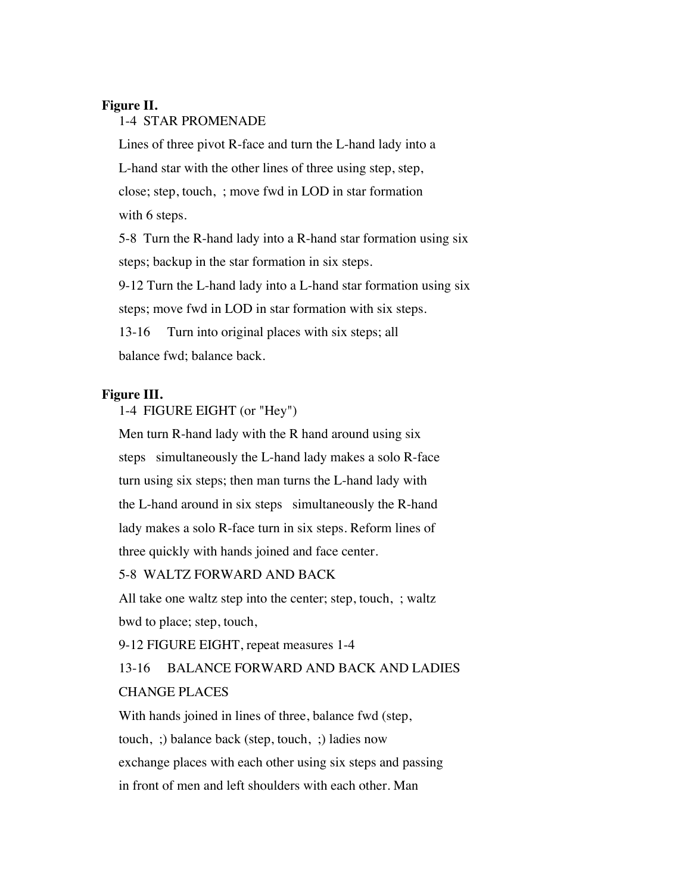**Figure II.**

1-4 STAR PROMENADE

Lines of three pivot R-face and turn the L-hand lady into a L-hand star with the other lines of three using step, step, close; step, touch, ; move fwd in LOD in star formation with 6 steps.

5-8 Turn the R-hand lady into a R-hand star formation using six steps; backup in the star formation in six steps.

9-12 Turn the L-hand lady into a L-hand star formation using six steps; move fwd in LOD in star formation with six steps.

13-16 Turn into original places with six steps; all balance fwd; balance back.

**Figure III.**

1-4 FIGURE EIGHT (or "Hey")

Men turn R-hand lady with the R hand around using six steps simultaneously the L-hand lady makes a solo R-face turn using six steps; then man turns the L-hand lady with the L-hand around in six steps simultaneously the R-hand lady makes a solo R-face turn in six steps. Reform lines of three quickly with hands joined and face center.

5-8 WALTZ FORWARD AND BACK

All take one waltz step into the center; step, touch, ; waltz bwd to place; step, touch,

9-12 FIGURE EIGHT, repeat measures 1-4

13-16 BALANCE FORWARD AND BACK AND LADIES CHANGE PLACES

With hands joined in lines of three, balance fwd (step, touch, ;) balance back (step, touch, ;) ladies now exchange places with each other using six steps and passing in front of men and left shoulders with each other. Man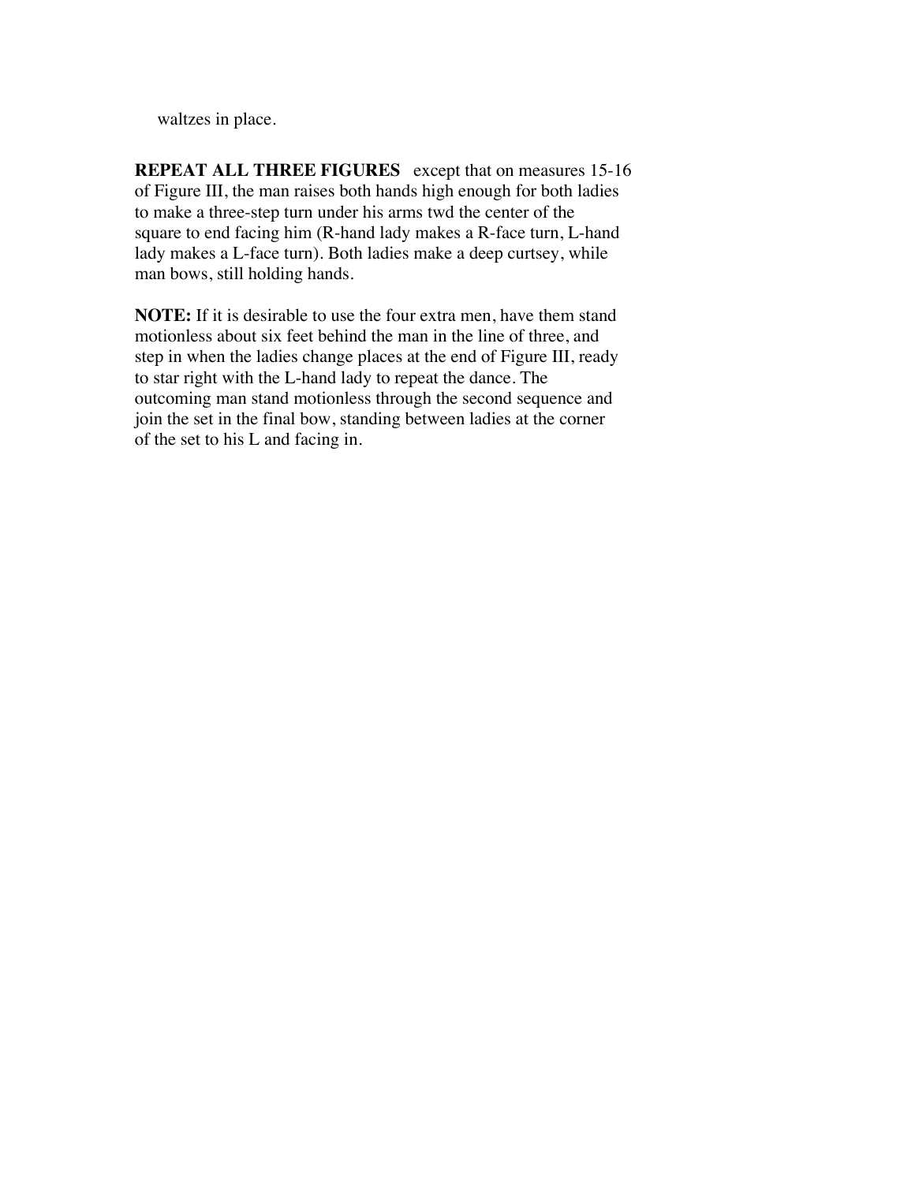waltzes in place.

**REPEAT ALL THREE FIGURES** except that on measures 15-16 of Figure III, the man raises both hands high enough for both ladies to make a three-step turn under his arms twd the center of the square to end facing him (R-hand lady makes a R-face turn, L-hand lady makes a L-face turn). Both ladies make a deep curtsey, while man bows, still holding hands.

**NOTE:** If it is desirable to use the four extra men, have them stand motionless about six feet behind the man in the line of three, and step in when the ladies change places at the end of Figure III, ready to star right with the L-hand lady to repeat the dance. The outcoming man stand motionless through the second sequence and join the set in the final bow, standing between ladies at the corner of the set to his L and facing in.